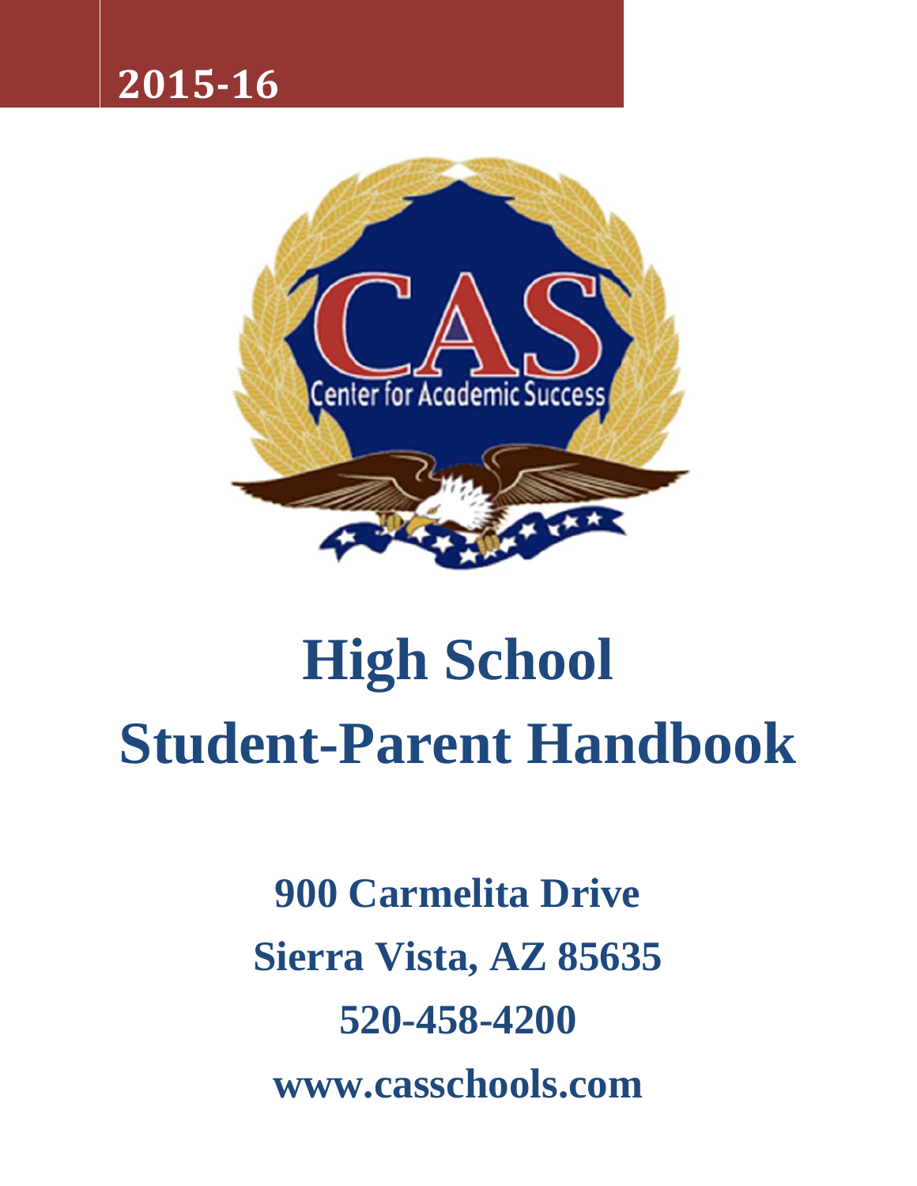**2015-16**

# High School Student-Parent Handbook

**900 Carmelita Drive**

**Sierra Vista, AZ 85635**

**520-458-4200**

**www.casschools.com**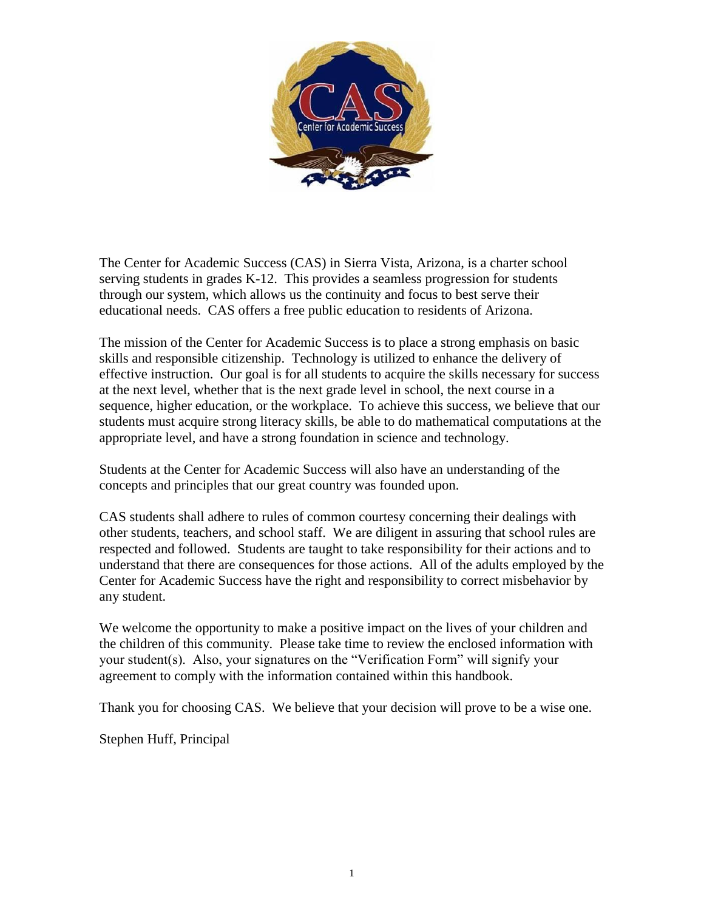The Center for Academic Success (CAS) in Sierra Vista, Arizona, is a charter school serving students in grades K-12. This provides a seamless progression for students through our system, which allows us the continuity and focus to best serve their educational needs. CAS offers a free public education to residents of Arizona.

The mission of the Center for Academic Success is to place a strong emphasis on basic skills and responsible citizenship. Technology is utilized to enhance the delivery of effective instruction. Our goal is for all students to acquire the skills necessary for success at the next level, whether that is the next grade level in school, the next course in a sequence, higher education, or the workplace. To achieve this success, we believe that our students must acquire strong literacy skills, be able to do mathematical computations at the appropriate level, and have a strong foundation in science and technology.

Students at the Center for Academic Success will also have an understanding of the concepts and principles that our great country was founded upon.

CAS students shall adhere to rules of common courtesy concerning their dealings with other students, teachers, and school staff. We are diligent in assuring that school rules are respected and followed. Students are taught to take responsibility for their actions and to understand that there are consequences for those actions. All of the adults employed by the Center for Academic Success have the right and responsibility to correct misbehavior by any student.

We welcome the opportunity to make a positive impact on the lives of your children and the children of this community. Please take time to review the enclosed information with your student(s). Also, your signatures on the "Verification Form" will signify your agreement to comply with the information contained within this handbook.

Thank you for choosing CAS. We believe that your decision will prove to be a wise one.

Stephen Huff, Principal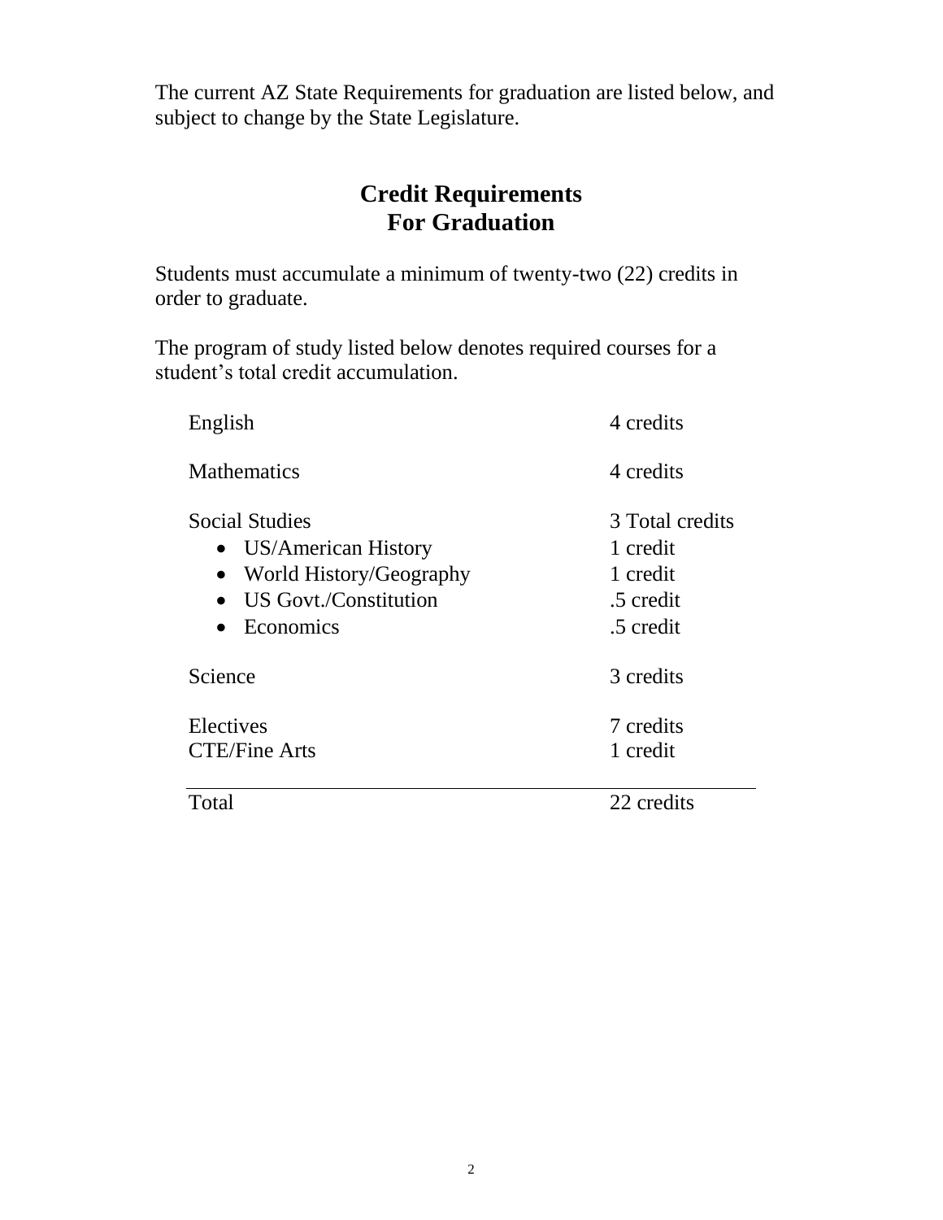The current AZ State Requirements for graduation are listed below, and subject to change by the State Legislature.

## Credit Requirements
## For Graduation

Students must accumulate a minimum of twenty-two (22) credits in order to graduate.

The program of study listed below denotes required courses for a student's total credit accumulation.

| | |
|---|---|
| English | 4 credits |
| Mathematics | 4 credits |
| Social Studies | 3 Total credits |
| • US/American History | 1 credit |
| • World History/Geography | 1 credit |
| • US Govt./Constitution | .5 credit |
| • Economics | .5 credit |
| Science | 3 credits |
| Electives | 7 credits |
| CTE/Fine Arts | 1 credit |
| Total | 22 credits |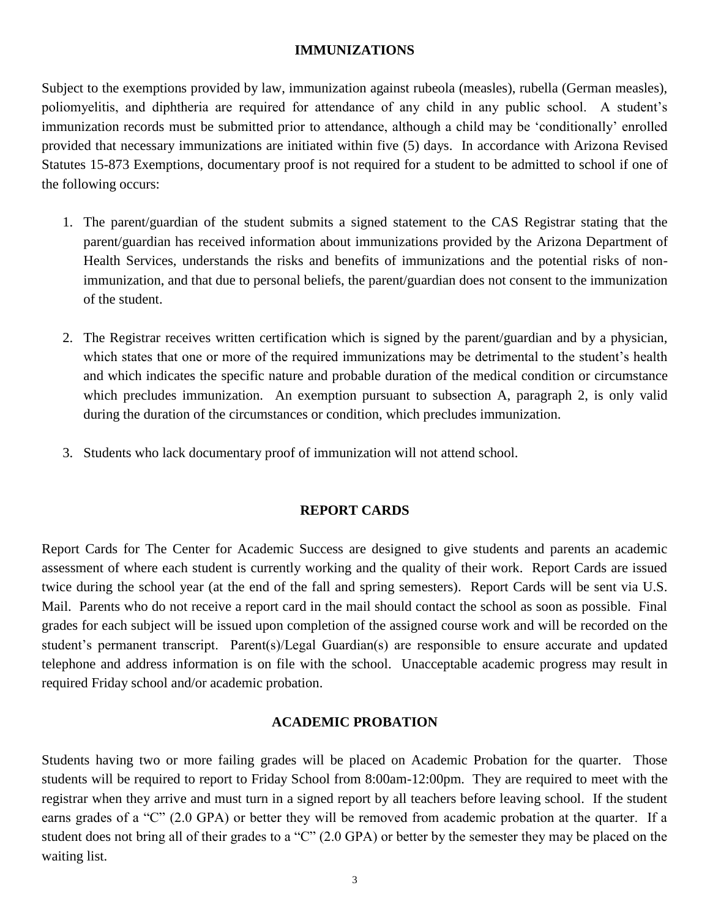## IMMUNIZATIONS

Subject to the exemptions provided by law, immunization against rubeola (measles), rubella (German measles), poliomyelitis, and diphtheria are required for attendance of any child in any public school. A student's immunization records must be submitted prior to attendance, although a child may be 'conditionally' enrolled provided that necessary immunizations are initiated within five (5) days. In accordance with Arizona Revised Statutes 15-873 Exemptions, documentary proof is not required for a student to be admitted to school if one of the following occurs:

1. The parent/guardian of the student submits a signed statement to the CAS Registrar stating that the parent/guardian has received information about immunizations provided by the Arizona Department of Health Services, understands the risks and benefits of immunizations and the potential risks of non-immunization, and that due to personal beliefs, the parent/guardian does not consent to the immunization of the student.

2. The Registrar receives written certification which is signed by the parent/guardian and by a physician, which states that one or more of the required immunizations may be detrimental to the student's health and which indicates the specific nature and probable duration of the medical condition or circumstance which precludes immunization. An exemption pursuant to subsection A, paragraph 2, is only valid during the duration of the circumstances or condition, which precludes immunization.

3. Students who lack documentary proof of immunization will not attend school.

## REPORT CARDS

Report Cards for The Center for Academic Success are designed to give students and parents an academic assessment of where each student is currently working and the quality of their work. Report Cards are issued twice during the school year (at the end of the fall and spring semesters). Report Cards will be sent via U.S. Mail. Parents who do not receive a report card in the mail should contact the school as soon as possible. Final grades for each subject will be issued upon completion of the assigned course work and will be recorded on the student's permanent transcript. Parent(s)/Legal Guardian(s) are responsible to ensure accurate and updated telephone and address information is on file with the school. Unacceptable academic progress may result in required Friday school and/or academic probation.

## ACADEMIC PROBATION

Students having two or more failing grades will be placed on Academic Probation for the quarter. Those students will be required to report to Friday School from 8:00am-12:00pm. They are required to meet with the registrar when they arrive and must turn in a signed report by all teachers before leaving school. If the student earns grades of a "C" (2.0 GPA) or better they will be removed from academic probation at the quarter. If a student does not bring all of their grades to a "C" (2.0 GPA) or better by the semester they may be placed on the waiting list.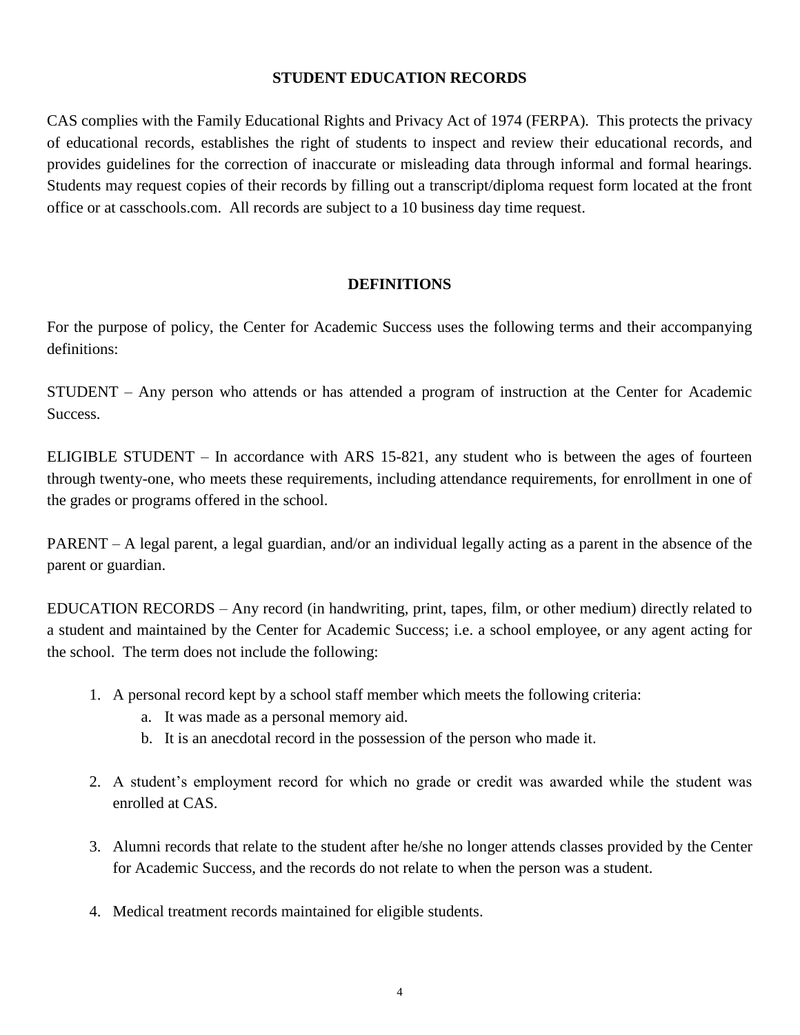## STUDENT EDUCATION RECORDS

CAS complies with the Family Educational Rights and Privacy Act of 1974 (FERPA). This protects the privacy of educational records, establishes the right of students to inspect and review their educational records, and provides guidelines for the correction of inaccurate or misleading data through informal and formal hearings. Students may request copies of their records by filling out a transcript/diploma request form located at the front office or at casschools.com. All records are subject to a 10 business day time request.

## DEFINITIONS

For the purpose of policy, the Center for Academic Success uses the following terms and their accompanying definitions:

STUDENT – Any person who attends or has attended a program of instruction at the Center for Academic Success.

ELIGIBLE STUDENT – In accordance with ARS 15-821, any student who is between the ages of fourteen through twenty-one, who meets these requirements, including attendance requirements, for enrollment in one of the grades or programs offered in the school.

PARENT – A legal parent, a legal guardian, and/or an individual legally acting as a parent in the absence of the parent or guardian.

EDUCATION RECORDS – Any record (in handwriting, print, tapes, film, or other medium) directly related to a student and maintained by the Center for Academic Success; i.e. a school employee, or any agent acting for the school. The term does not include the following:

1. A personal record kept by a school staff member which meets the following criteria:
   a. It was made as a personal memory aid.
   b. It is an anecdotal record in the possession of the person who made it.

2. A student's employment record for which no grade or credit was awarded while the student was enrolled at CAS.

3. Alumni records that relate to the student after he/she no longer attends classes provided by the Center for Academic Success, and the records do not relate to when the person was a student.

4. Medical treatment records maintained for eligible students.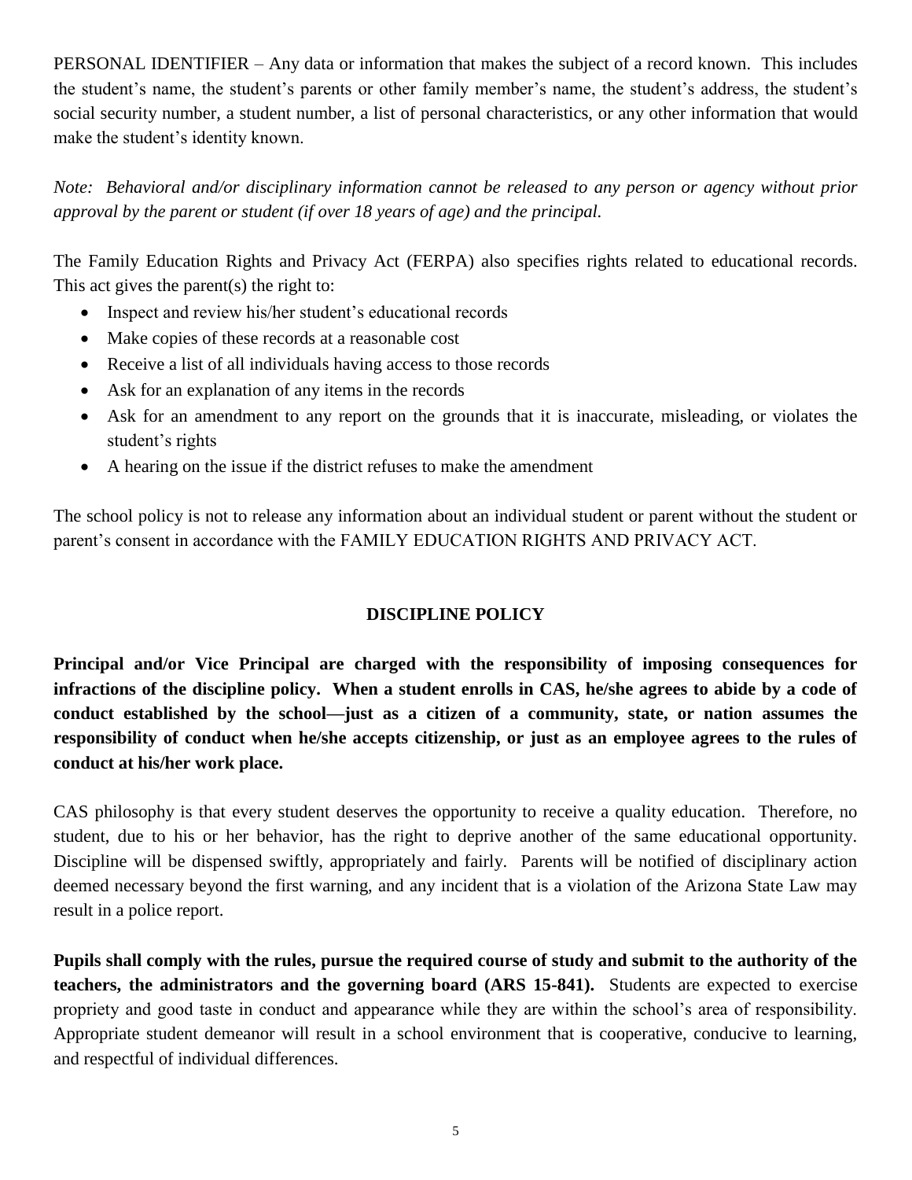PERSONAL IDENTIFIER – Any data or information that makes the subject of a record known. This includes the student's name, the student's parents or other family member's name, the student's address, the student's social security number, a student number, a list of personal characteristics, or any other information that would make the student's identity known.

*Note: Behavioral and/or disciplinary information cannot be released to any person or agency without prior approval by the parent or student (if over 18 years of age) and the principal.*

The Family Education Rights and Privacy Act (FERPA) also specifies rights related to educational records. This act gives the parent(s) the right to:

- Inspect and review his/her student's educational records
- Make copies of these records at a reasonable cost
- Receive a list of all individuals having access to those records
- Ask for an explanation of any items in the records
- Ask for an amendment to any report on the grounds that it is inaccurate, misleading, or violates the student's rights
- A hearing on the issue if the district refuses to make the amendment

The school policy is not to release any information about an individual student or parent without the student or parent's consent in accordance with the FAMILY EDUCATION RIGHTS AND PRIVACY ACT.

## DISCIPLINE POLICY

**Principal and/or Vice Principal are charged with the responsibility of imposing consequences for infractions of the discipline policy. When a student enrolls in CAS, he/she agrees to abide by a code of conduct established by the school—just as a citizen of a community, state, or nation assumes the responsibility of conduct when he/she accepts citizenship, or just as an employee agrees to the rules of conduct at his/her work place.**

CAS philosophy is that every student deserves the opportunity to receive a quality education. Therefore, no student, due to his or her behavior, has the right to deprive another of the same educational opportunity. Discipline will be dispensed swiftly, appropriately and fairly. Parents will be notified of disciplinary action deemed necessary beyond the first warning, and any incident that is a violation of the Arizona State Law may result in a police report.

**Pupils shall comply with the rules, pursue the required course of study and submit to the authority of the teachers, the administrators and the governing board (ARS 15-841).** Students are expected to exercise propriety and good taste in conduct and appearance while they are within the school's area of responsibility. Appropriate student demeanor will result in a school environment that is cooperative, conducive to learning, and respectful of individual differences.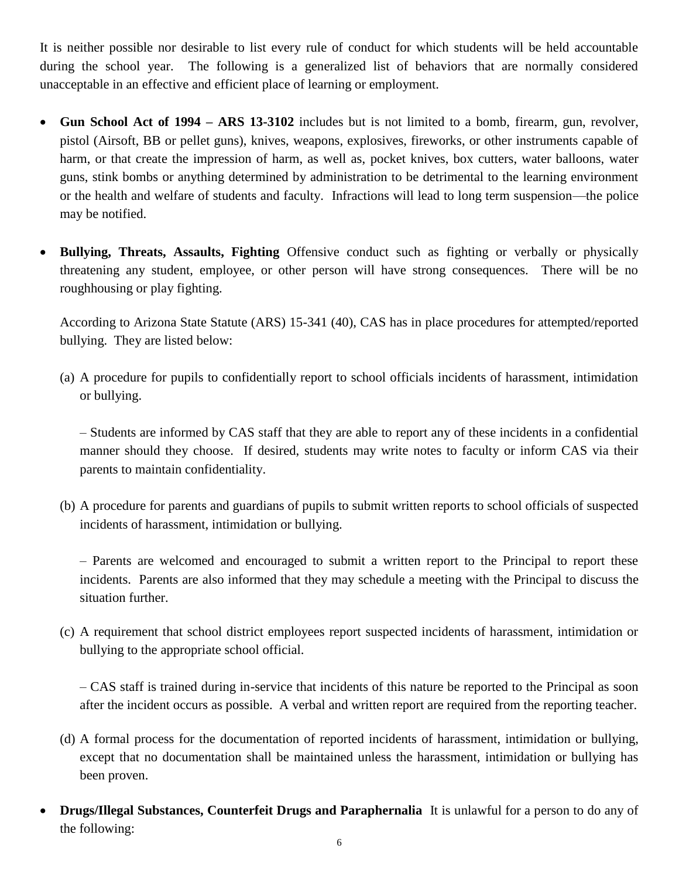It is neither possible nor desirable to list every rule of conduct for which students will be held accountable during the school year. The following is a generalized list of behaviors that are normally considered unacceptable in an effective and efficient place of learning or employment.

- **Gun School Act of 1994 – ARS 13-3102** includes but is not limited to a bomb, firearm, gun, revolver, pistol (Airsoft, BB or pellet guns), knives, weapons, explosives, fireworks, or other instruments capable of harm, or that create the impression of harm, as well as, pocket knives, box cutters, water balloons, water guns, stink bombs or anything determined by administration to be detrimental to the learning environment or the health and welfare of students and faculty. Infractions will lead to long term suspension—the police may be notified.

- **Bullying, Threats, Assaults, Fighting** Offensive conduct such as fighting or verbally or physically threatening any student, employee, or other person will have strong consequences. There will be no roughhousing or play fighting.

  According to Arizona State Statute (ARS) 15-341 (40), CAS has in place procedures for attempted/reported bullying. They are listed below:

  (a) A procedure for pupils to confidentially report to school officials incidents of harassment, intimidation or bullying.

  – Students are informed by CAS staff that they are able to report any of these incidents in a confidential manner should they choose. If desired, students may write notes to faculty or inform CAS via their parents to maintain confidentiality.

  (b) A procedure for parents and guardians of pupils to submit written reports to school officials of suspected incidents of harassment, intimidation or bullying.

  – Parents are welcomed and encouraged to submit a written report to the Principal to report these incidents. Parents are also informed that they may schedule a meeting with the Principal to discuss the situation further.

  (c) A requirement that school district employees report suspected incidents of harassment, intimidation or bullying to the appropriate school official.

  – CAS staff is trained during in-service that incidents of this nature be reported to the Principal as soon after the incident occurs as possible. A verbal and written report are required from the reporting teacher.

  (d) A formal process for the documentation of reported incidents of harassment, intimidation or bullying, except that no documentation shall be maintained unless the harassment, intimidation or bullying has been proven.

- **Drugs/Illegal Substances, Counterfeit Drugs and Paraphernalia** It is unlawful for a person to do any of the following: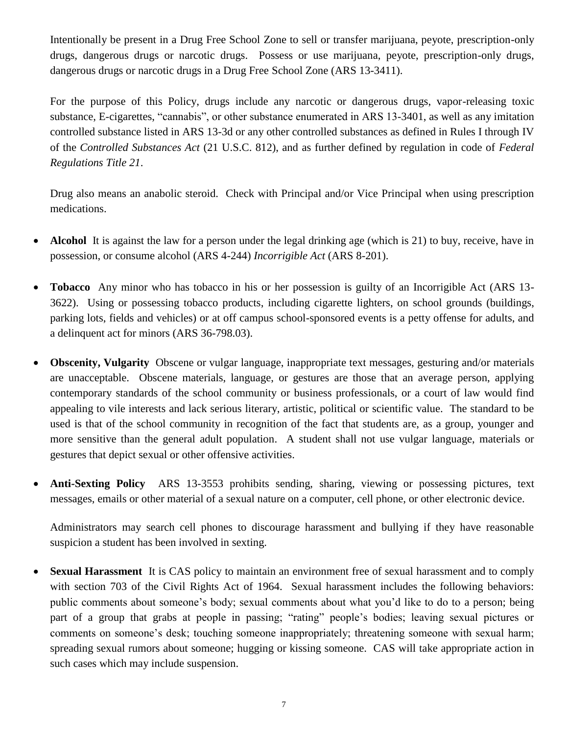Intentionally be present in a Drug Free School Zone to sell or transfer marijuana, peyote, prescription-only drugs, dangerous drugs or narcotic drugs. Possess or use marijuana, peyote, prescription-only drugs, dangerous drugs or narcotic drugs in a Drug Free School Zone (ARS 13-3411).

For the purpose of this Policy, drugs include any narcotic or dangerous drugs, vapor-releasing toxic substance, E-cigarettes, "cannabis", or other substance enumerated in ARS 13-3401, as well as any imitation controlled substance listed in ARS 13-3d or any other controlled substances as defined in Rules I through IV of the *Controlled Substances Act* (21 U.S.C. 812), and as further defined by regulation in code of *Federal Regulations Title 21*.

Drug also means an anabolic steroid. Check with Principal and/or Vice Principal when using prescription medications.

- **Alcohol** It is against the law for a person under the legal drinking age (which is 21) to buy, receive, have in possession, or consume alcohol (ARS 4-244) *Incorrigible Act* (ARS 8-201).

- **Tobacco** Any minor who has tobacco in his or her possession is guilty of an Incorrigible Act (ARS 13-3622). Using or possessing tobacco products, including cigarette lighters, on school grounds (buildings, parking lots, fields and vehicles) or at off campus school-sponsored events is a petty offense for adults, and a delinquent act for minors (ARS 36-798.03).

- **Obscenity, Vulgarity** Obscene or vulgar language, inappropriate text messages, gesturing and/or materials are unacceptable. Obscene materials, language, or gestures are those that an average person, applying contemporary standards of the school community or business professionals, or a court of law would find appealing to vile interests and lack serious literary, artistic, political or scientific value. The standard to be used is that of the school community in recognition of the fact that students are, as a group, younger and more sensitive than the general adult population. A student shall not use vulgar language, materials or gestures that depict sexual or other offensive activities.

- **Anti-Sexting Policy** ARS 13-3553 prohibits sending, sharing, viewing or possessing pictures, text messages, emails or other material of a sexual nature on a computer, cell phone, or other electronic device.

  Administrators may search cell phones to discourage harassment and bullying if they have reasonable suspicion a student has been involved in sexting.

- **Sexual Harassment** It is CAS policy to maintain an environment free of sexual harassment and to comply with section 703 of the Civil Rights Act of 1964. Sexual harassment includes the following behaviors: public comments about someone's body; sexual comments about what you'd like to do to a person; being part of a group that grabs at people in passing; "rating" people's bodies; leaving sexual pictures or comments on someone's desk; touching someone inappropriately; threatening someone with sexual harm; spreading sexual rumors about someone; hugging or kissing someone. CAS will take appropriate action in such cases which may include suspension.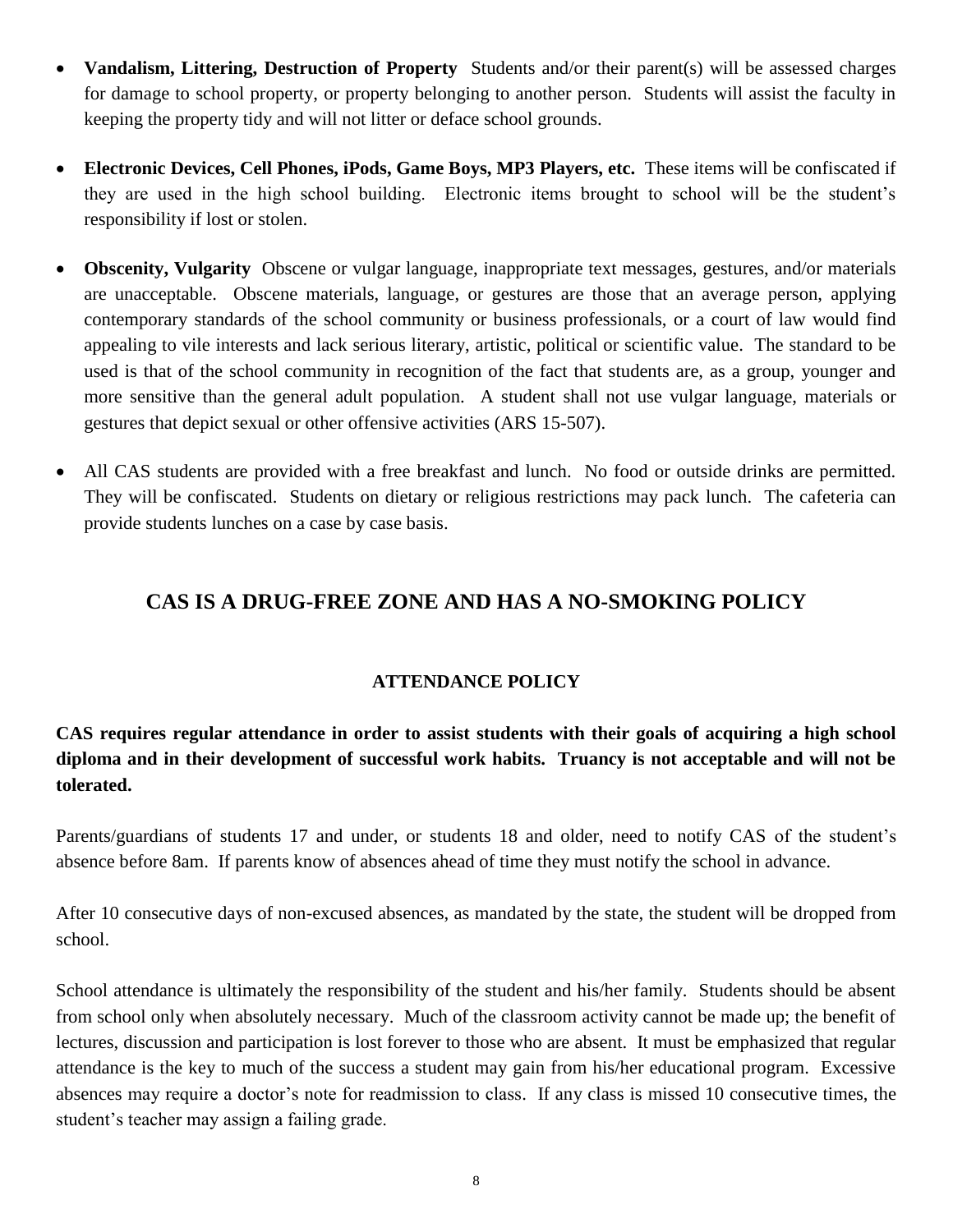- **Vandalism, Littering, Destruction of Property** Students and/or their parent(s) will be assessed charges for damage to school property, or property belonging to another person. Students will assist the faculty in keeping the property tidy and will not litter or deface school grounds.

- **Electronic Devices, Cell Phones, iPods, Game Boys, MP3 Players, etc.** These items will be confiscated if they are used in the high school building. Electronic items brought to school will be the student's responsibility if lost or stolen.

- **Obscenity, Vulgarity** Obscene or vulgar language, inappropriate text messages, gestures, and/or materials are unacceptable. Obscene materials, language, or gestures are those that an average person, applying contemporary standards of the school community or business professionals, or a court of law would find appealing to vile interests and lack serious literary, artistic, political or scientific value. The standard to be used is that of the school community in recognition of the fact that students are, as a group, younger and more sensitive than the general adult population. A student shall not use vulgar language, materials or gestures that depict sexual or other offensive activities (ARS 15-507).

- All CAS students are provided with a free breakfast and lunch. No food or outside drinks are permitted. They will be confiscated. Students on dietary or religious restrictions may pack lunch. The cafeteria can provide students lunches on a case by case basis.

## CAS IS A DRUG-FREE ZONE AND HAS A NO-SMOKING POLICY

### ATTENDANCE POLICY

**CAS requires regular attendance in order to assist students with their goals of acquiring a high school diploma and in their development of successful work habits. Truancy is not acceptable and will not be tolerated.**

Parents/guardians of students 17 and under, or students 18 and older, need to notify CAS of the student's absence before 8am. If parents know of absences ahead of time they must notify the school in advance.

After 10 consecutive days of non-excused absences, as mandated by the state, the student will be dropped from school.

School attendance is ultimately the responsibility of the student and his/her family. Students should be absent from school only when absolutely necessary. Much of the classroom activity cannot be made up; the benefit of lectures, discussion and participation is lost forever to those who are absent. It must be emphasized that regular attendance is the key to much of the success a student may gain from his/her educational program. Excessive absences may require a doctor's note for readmission to class. If any class is missed 10 consecutive times, the student's teacher may assign a failing grade.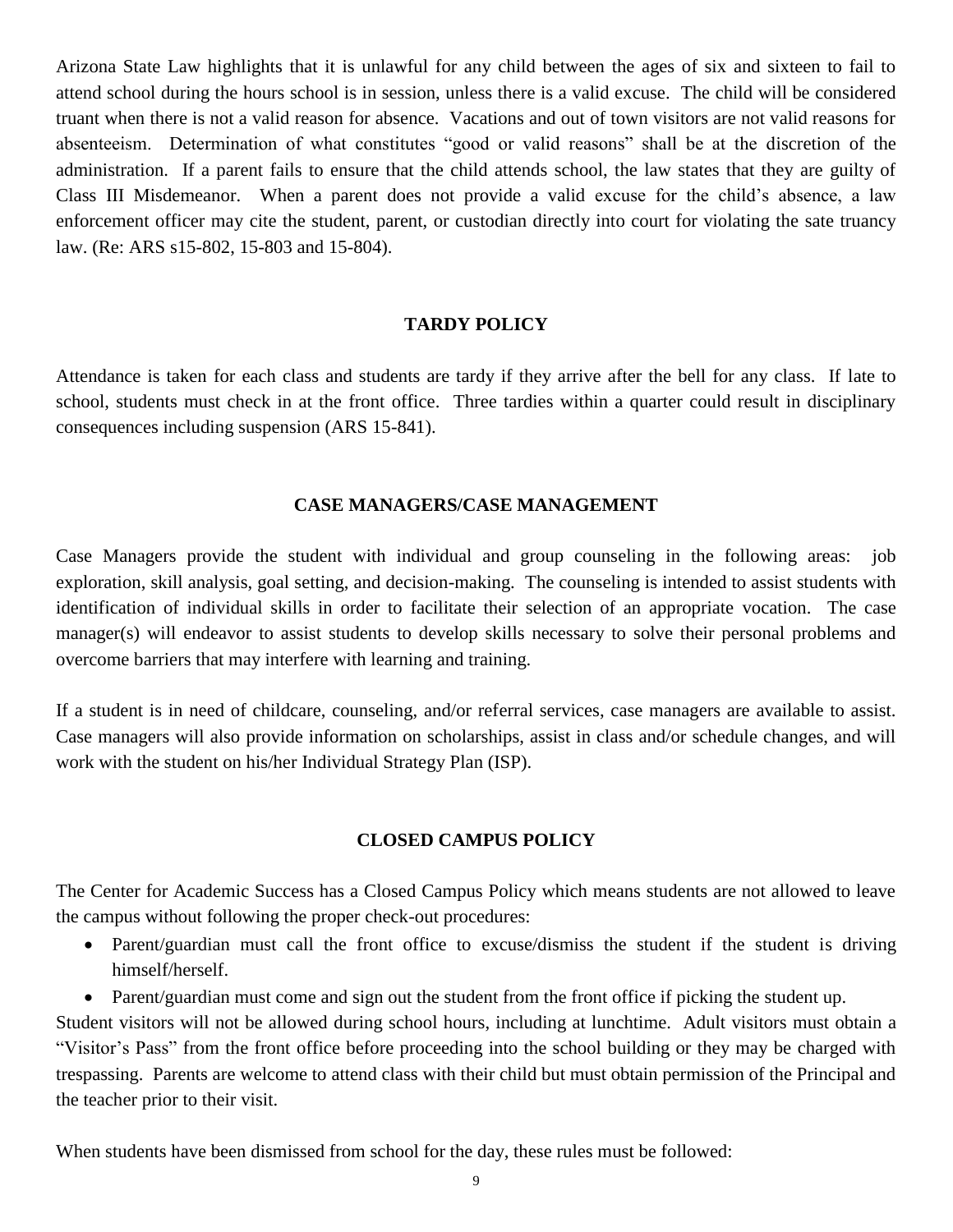Arizona State Law highlights that it is unlawful for any child between the ages of six and sixteen to fail to attend school during the hours school is in session, unless there is a valid excuse. The child will be considered truant when there is not a valid reason for absence. Vacations and out of town visitors are not valid reasons for absenteeism. Determination of what constitutes "good or valid reasons" shall be at the discretion of the administration. If a parent fails to ensure that the child attends school, the law states that they are guilty of Class III Misdemeanor. When a parent does not provide a valid excuse for the child's absence, a law enforcement officer may cite the student, parent, or custodian directly into court for violating the sate truancy law. (Re: ARS s15-802, 15-803 and 15-804).

## TARDY POLICY

Attendance is taken for each class and students are tardy if they arrive after the bell for any class. If late to school, students must check in at the front office. Three tardies within a quarter could result in disciplinary consequences including suspension (ARS 15-841).

## CASE MANAGERS/CASE MANAGEMENT

Case Managers provide the student with individual and group counseling in the following areas: job exploration, skill analysis, goal setting, and decision-making. The counseling is intended to assist students with identification of individual skills in order to facilitate their selection of an appropriate vocation. The case manager(s) will endeavor to assist students to develop skills necessary to solve their personal problems and overcome barriers that may interfere with learning and training.

If a student is in need of childcare, counseling, and/or referral services, case managers are available to assist. Case managers will also provide information on scholarships, assist in class and/or schedule changes, and will work with the student on his/her Individual Strategy Plan (ISP).

## CLOSED CAMPUS POLICY

The Center for Academic Success has a Closed Campus Policy which means students are not allowed to leave the campus without following the proper check-out procedures:

- Parent/guardian must call the front office to excuse/dismiss the student if the student is driving himself/herself.
- Parent/guardian must come and sign out the student from the front office if picking the student up.

Student visitors will not be allowed during school hours, including at lunchtime. Adult visitors must obtain a "Visitor's Pass" from the front office before proceeding into the school building or they may be charged with trespassing. Parents are welcome to attend class with their child but must obtain permission of the Principal and the teacher prior to their visit.

When students have been dismissed from school for the day, these rules must be followed: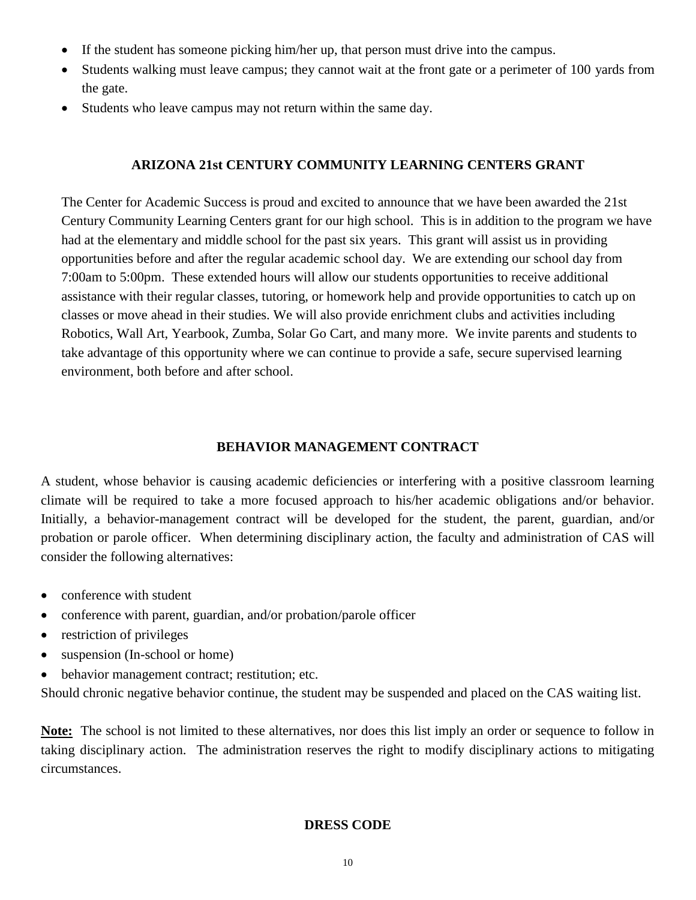- If the student has someone picking him/her up, that person must drive into the campus.
- Students walking must leave campus; they cannot wait at the front gate or a perimeter of 100 yards from the gate.
- Students who leave campus may not return within the same day.

## ARIZONA 21st CENTURY COMMUNITY LEARNING CENTERS GRANT

The Center for Academic Success is proud and excited to announce that we have been awarded the 21st Century Community Learning Centers grant for our high school. This is in addition to the program we have had at the elementary and middle school for the past six years. This grant will assist us in providing opportunities before and after the regular academic school day. We are extending our school day from 7:00am to 5:00pm. These extended hours will allow our students opportunities to receive additional assistance with their regular classes, tutoring, or homework help and provide opportunities to catch up on classes or move ahead in their studies. We will also provide enrichment clubs and activities including Robotics, Wall Art, Yearbook, Zumba, Solar Go Cart, and many more. We invite parents and students to take advantage of this opportunity where we can continue to provide a safe, secure supervised learning environment, both before and after school.

## BEHAVIOR MANAGEMENT CONTRACT

A student, whose behavior is causing academic deficiencies or interfering with a positive classroom learning climate will be required to take a more focused approach to his/her academic obligations and/or behavior. Initially, a behavior-management contract will be developed for the student, the parent, guardian, and/or probation or parole officer. When determining disciplinary action, the faculty and administration of CAS will consider the following alternatives:

- conference with student
- conference with parent, guardian, and/or probation/parole officer
- restriction of privileges
- suspension (In-school or home)
- behavior management contract; restitution; etc.

Should chronic negative behavior continue, the student may be suspended and placed on the CAS waiting list.

**Note:** The school is not limited to these alternatives, nor does this list imply an order or sequence to follow in taking disciplinary action. The administration reserves the right to modify disciplinary actions to mitigating circumstances.

## DRESS CODE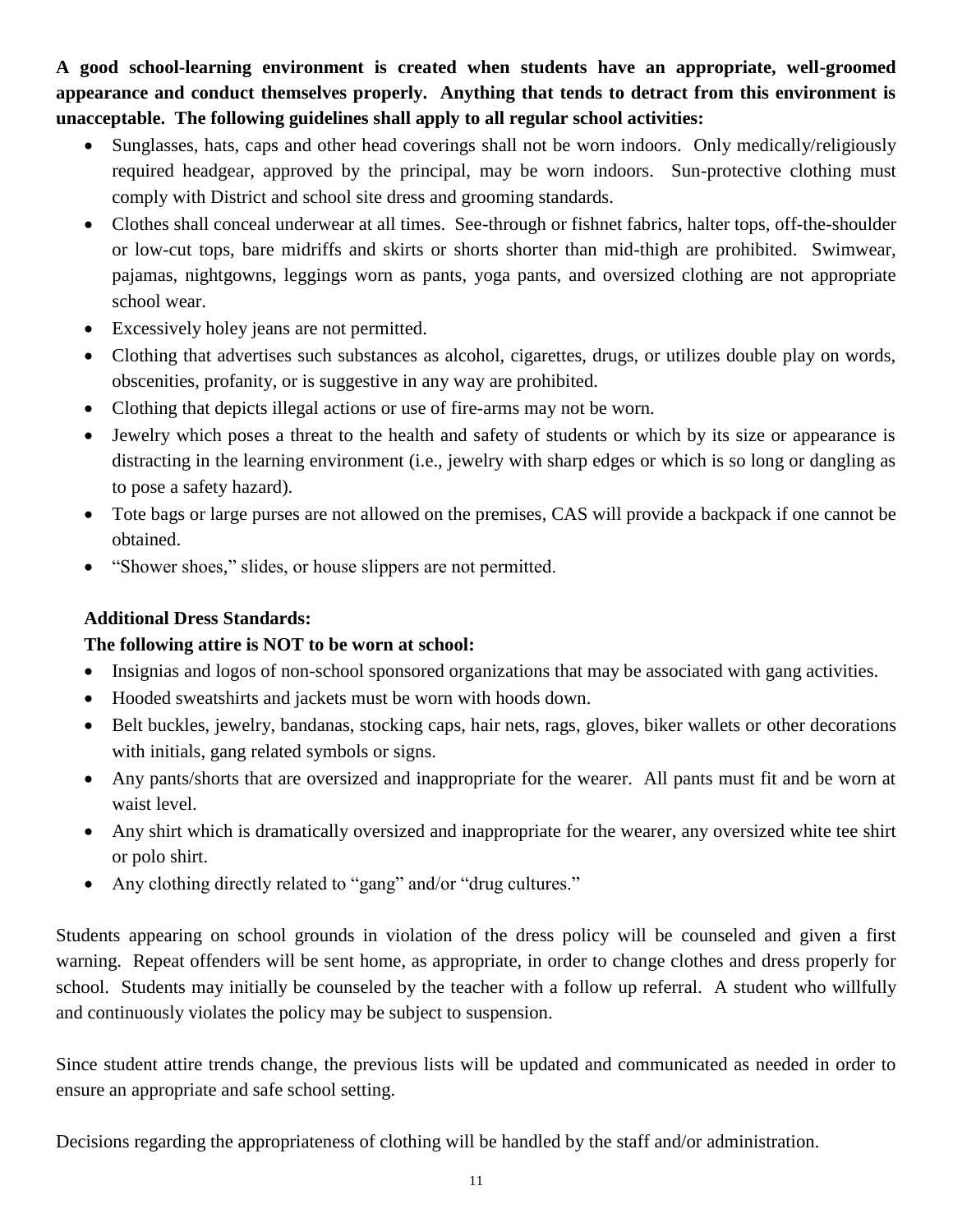**A good school-learning environment is created when students have an appropriate, well-groomed appearance and conduct themselves properly. Anything that tends to detract from this environment is unacceptable. The following guidelines shall apply to all regular school activities:**

- Sunglasses, hats, caps and other head coverings shall not be worn indoors. Only medically/religiously required headgear, approved by the principal, may be worn indoors. Sun-protective clothing must comply with District and school site dress and grooming standards.
- Clothes shall conceal underwear at all times. See-through or fishnet fabrics, halter tops, off-the-shoulder or low-cut tops, bare midriffs and skirts or shorts shorter than mid-thigh are prohibited. Swimwear, pajamas, nightgowns, leggings worn as pants, yoga pants, and oversized clothing are not appropriate school wear.
- Excessively holey jeans are not permitted.
- Clothing that advertises such substances as alcohol, cigarettes, drugs, or utilizes double play on words, obscenities, profanity, or is suggestive in any way are prohibited.
- Clothing that depicts illegal actions or use of fire-arms may not be worn.
- Jewelry which poses a threat to the health and safety of students or which by its size or appearance is distracting in the learning environment (i.e., jewelry with sharp edges or which is so long or dangling as to pose a safety hazard).
- Tote bags or large purses are not allowed on the premises, CAS will provide a backpack if one cannot be obtained.
- "Shower shoes," slides, or house slippers are not permitted.

**Additional Dress Standards:**

**The following attire is NOT to be worn at school:**

- Insignias and logos of non-school sponsored organizations that may be associated with gang activities.
- Hooded sweatshirts and jackets must be worn with hoods down.
- Belt buckles, jewelry, bandanas, stocking caps, hair nets, rags, gloves, biker wallets or other decorations with initials, gang related symbols or signs.
- Any pants/shorts that are oversized and inappropriate for the wearer. All pants must fit and be worn at waist level.
- Any shirt which is dramatically oversized and inappropriate for the wearer, any oversized white tee shirt or polo shirt.
- Any clothing directly related to "gang" and/or "drug cultures."

Students appearing on school grounds in violation of the dress policy will be counseled and given a first warning. Repeat offenders will be sent home, as appropriate, in order to change clothes and dress properly for school. Students may initially be counseled by the teacher with a follow up referral. A student who willfully and continuously violates the policy may be subject to suspension.

Since student attire trends change, the previous lists will be updated and communicated as needed in order to ensure an appropriate and safe school setting.

Decisions regarding the appropriateness of clothing will be handled by the staff and/or administration.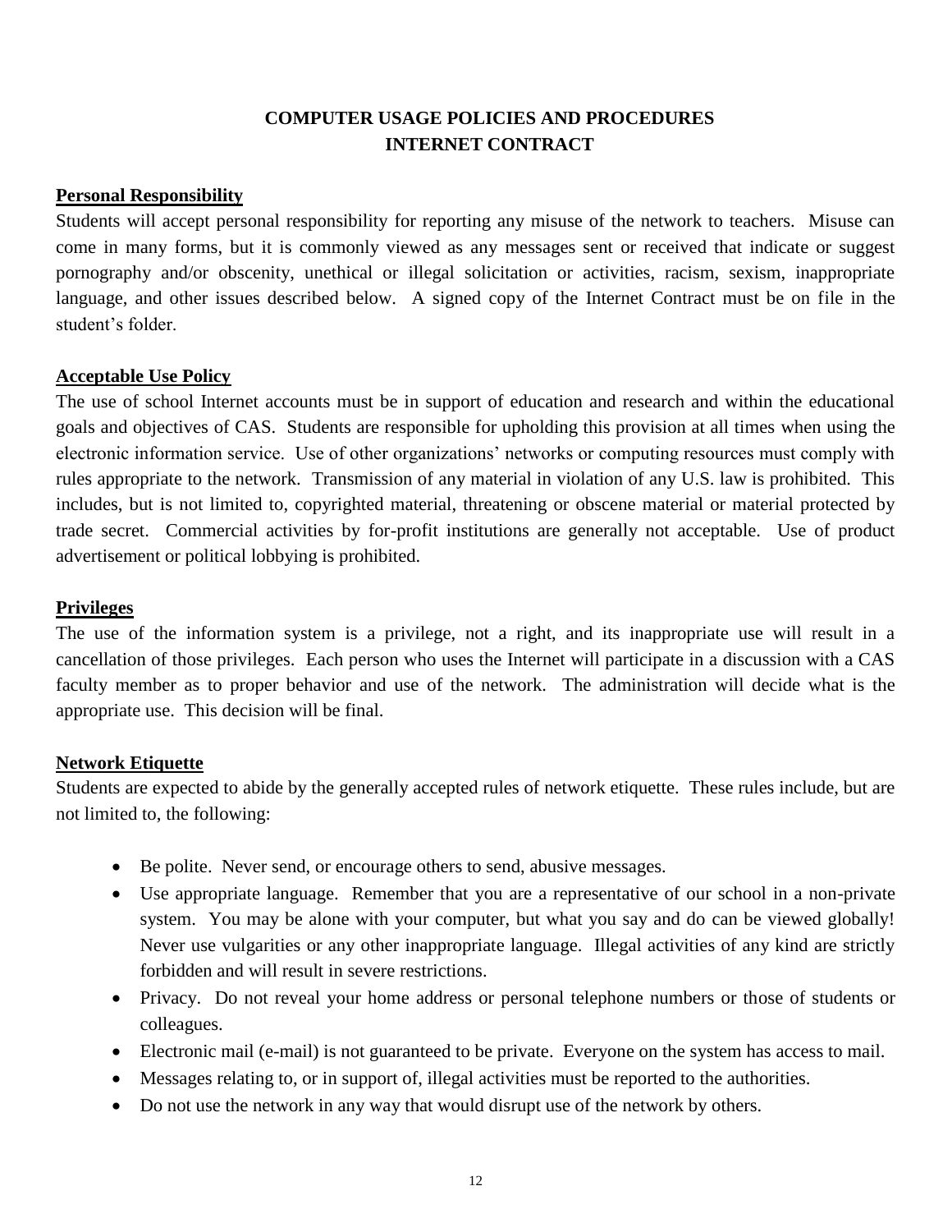# COMPUTER USAGE POLICIES AND PROCEDURES
# INTERNET CONTRACT

**Personal Responsibility**

Students will accept personal responsibility for reporting any misuse of the network to teachers. Misuse can come in many forms, but it is commonly viewed as any messages sent or received that indicate or suggest pornography and/or obscenity, unethical or illegal solicitation or activities, racism, sexism, inappropriate language, and other issues described below. A signed copy of the Internet Contract must be on file in the student's folder.

**Acceptable Use Policy**

The use of school Internet accounts must be in support of education and research and within the educational goals and objectives of CAS. Students are responsible for upholding this provision at all times when using the electronic information service. Use of other organizations' networks or computing resources must comply with rules appropriate to the network. Transmission of any material in violation of any U.S. law is prohibited. This includes, but is not limited to, copyrighted material, threatening or obscene material or material protected by trade secret. Commercial activities by for-profit institutions are generally not acceptable. Use of product advertisement or political lobbying is prohibited.

**Privileges**

The use of the information system is a privilege, not a right, and its inappropriate use will result in a cancellation of those privileges. Each person who uses the Internet will participate in a discussion with a CAS faculty member as to proper behavior and use of the network. The administration will decide what is the appropriate use. This decision will be final.

**Network Etiquette**

Students are expected to abide by the generally accepted rules of network etiquette. These rules include, but are not limited to, the following:

- Be polite. Never send, or encourage others to send, abusive messages.
- Use appropriate language. Remember that you are a representative of our school in a non-private system. You may be alone with your computer, but what you say and do can be viewed globally! Never use vulgarities or any other inappropriate language. Illegal activities of any kind are strictly forbidden and will result in severe restrictions.
- Privacy. Do not reveal your home address or personal telephone numbers or those of students or colleagues.
- Electronic mail (e-mail) is not guaranteed to be private. Everyone on the system has access to mail.
- Messages relating to, or in support of, illegal activities must be reported to the authorities.
- Do not use the network in any way that would disrupt use of the network by others.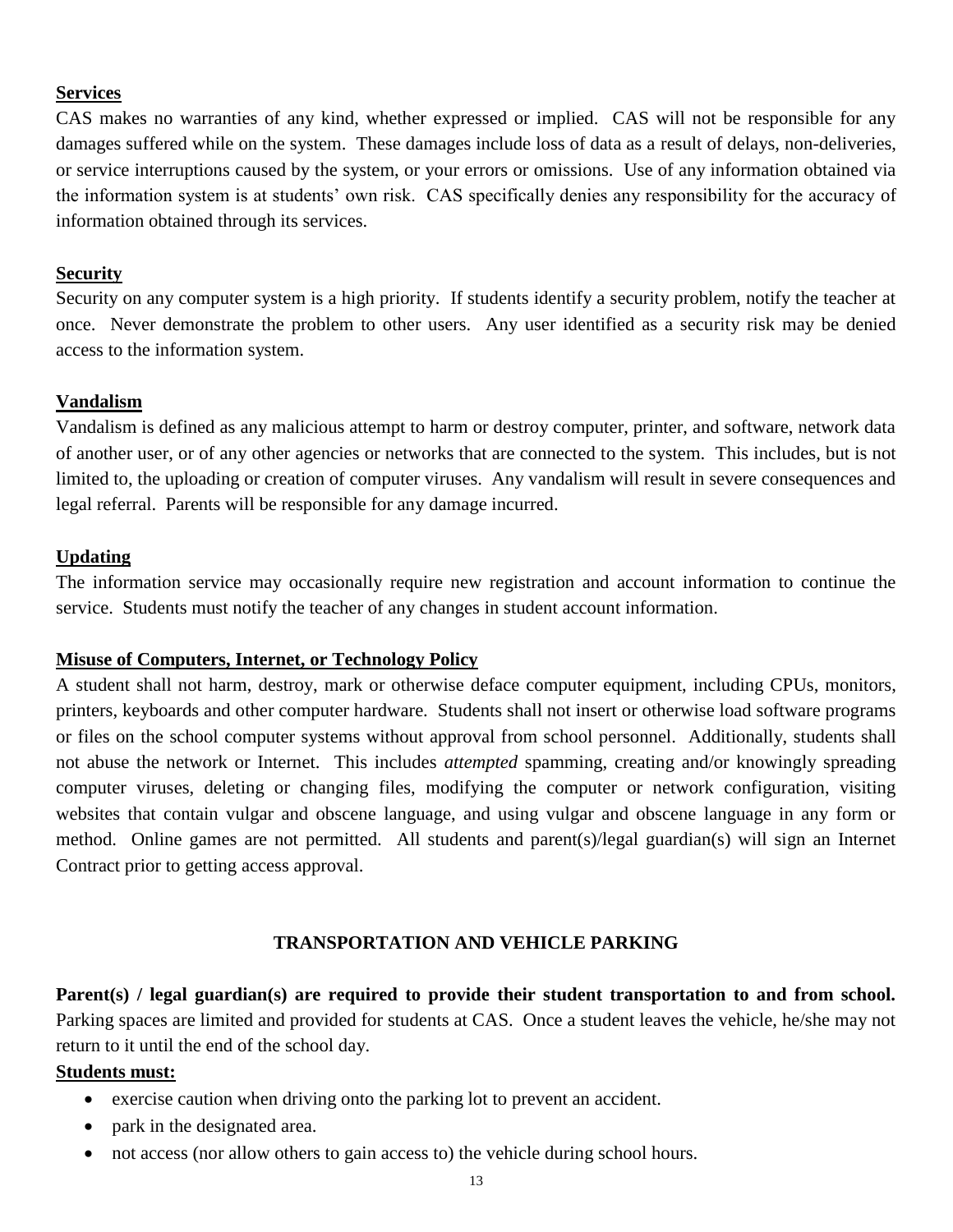**Services**

CAS makes no warranties of any kind, whether expressed or implied. CAS will not be responsible for any damages suffered while on the system. These damages include loss of data as a result of delays, non-deliveries, or service interruptions caused by the system, or your errors or omissions. Use of any information obtained via the information system is at students' own risk. CAS specifically denies any responsibility for the accuracy of information obtained through its services.

**Security**

Security on any computer system is a high priority. If students identify a security problem, notify the teacher at once. Never demonstrate the problem to other users. Any user identified as a security risk may be denied access to the information system.

**Vandalism**

Vandalism is defined as any malicious attempt to harm or destroy computer, printer, and software, network data of another user, or of any other agencies or networks that are connected to the system. This includes, but is not limited to, the uploading or creation of computer viruses. Any vandalism will result in severe consequences and legal referral. Parents will be responsible for any damage incurred.

**Updating**

The information service may occasionally require new registration and account information to continue the service. Students must notify the teacher of any changes in student account information.

**Misuse of Computers, Internet, or Technology Policy**

A student shall not harm, destroy, mark or otherwise deface computer equipment, including CPUs, monitors, printers, keyboards and other computer hardware. Students shall not insert or otherwise load software programs or files on the school computer systems without approval from school personnel. Additionally, students shall not abuse the network or Internet. This includes *attempted* spamming, creating and/or knowingly spreading computer viruses, deleting or changing files, modifying the computer or network configuration, visiting websites that contain vulgar and obscene language, and using vulgar and obscene language in any form or method. Online games are not permitted. All students and parent(s)/legal guardian(s) will sign an Internet Contract prior to getting access approval.

## TRANSPORTATION AND VEHICLE PARKING

**Parent(s) / legal guardian(s) are required to provide their student transportation to and from school.** Parking spaces are limited and provided for students at CAS. Once a student leaves the vehicle, he/she may not return to it until the end of the school day.

**Students must:**

- exercise caution when driving onto the parking lot to prevent an accident.
- park in the designated area.
- not access (nor allow others to gain access to) the vehicle during school hours.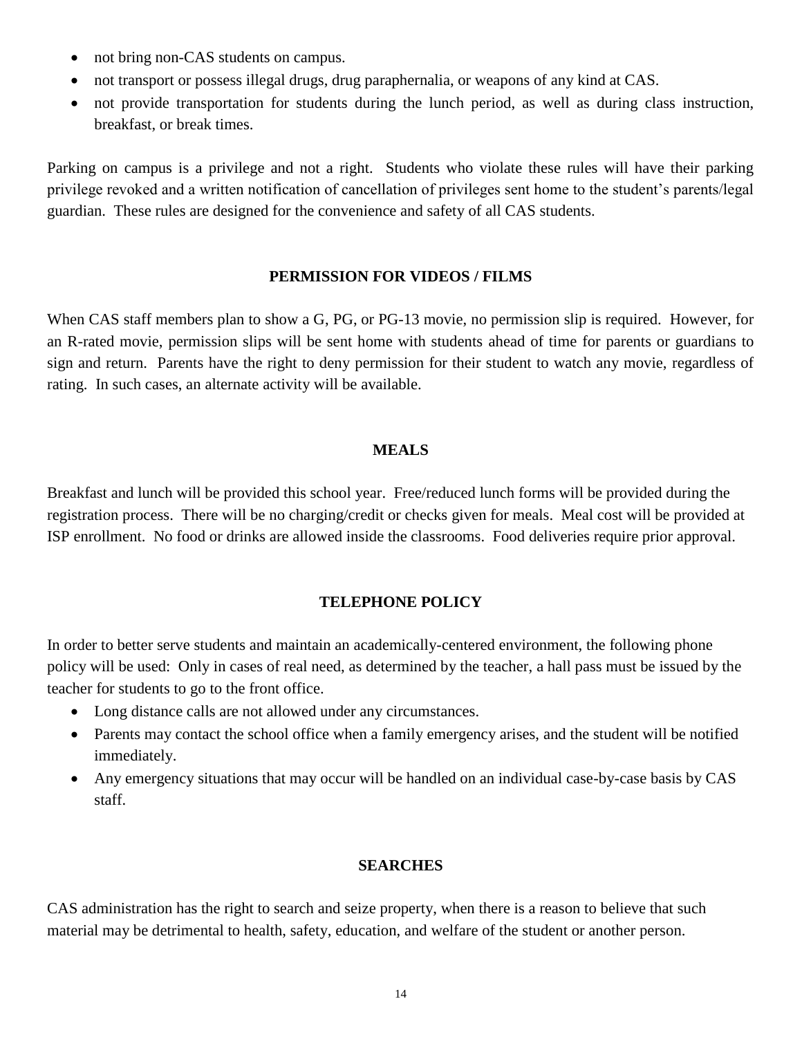- not bring non-CAS students on campus.
- not transport or possess illegal drugs, drug paraphernalia, or weapons of any kind at CAS.
- not provide transportation for students during the lunch period, as well as during class instruction, breakfast, or break times.

Parking on campus is a privilege and not a right. Students who violate these rules will have their parking privilege revoked and a written notification of cancellation of privileges sent home to the student's parents/legal guardian. These rules are designed for the convenience and safety of all CAS students.

## PERMISSION FOR VIDEOS / FILMS

When CAS staff members plan to show a G, PG, or PG-13 movie, no permission slip is required. However, for an R-rated movie, permission slips will be sent home with students ahead of time for parents or guardians to sign and return. Parents have the right to deny permission for their student to watch any movie, regardless of rating. In such cases, an alternate activity will be available.

## MEALS

Breakfast and lunch will be provided this school year. Free/reduced lunch forms will be provided during the registration process. There will be no charging/credit or checks given for meals. Meal cost will be provided at ISP enrollment. No food or drinks are allowed inside the classrooms. Food deliveries require prior approval.

## TELEPHONE POLICY

In order to better serve students and maintain an academically-centered environment, the following phone policy will be used: Only in cases of real need, as determined by the teacher, a hall pass must be issued by the teacher for students to go to the front office.

- Long distance calls are not allowed under any circumstances.
- Parents may contact the school office when a family emergency arises, and the student will be notified immediately.
- Any emergency situations that may occur will be handled on an individual case-by-case basis by CAS staff.

## SEARCHES

CAS administration has the right to search and seize property, when there is a reason to believe that such material may be detrimental to health, safety, education, and welfare of the student or another person.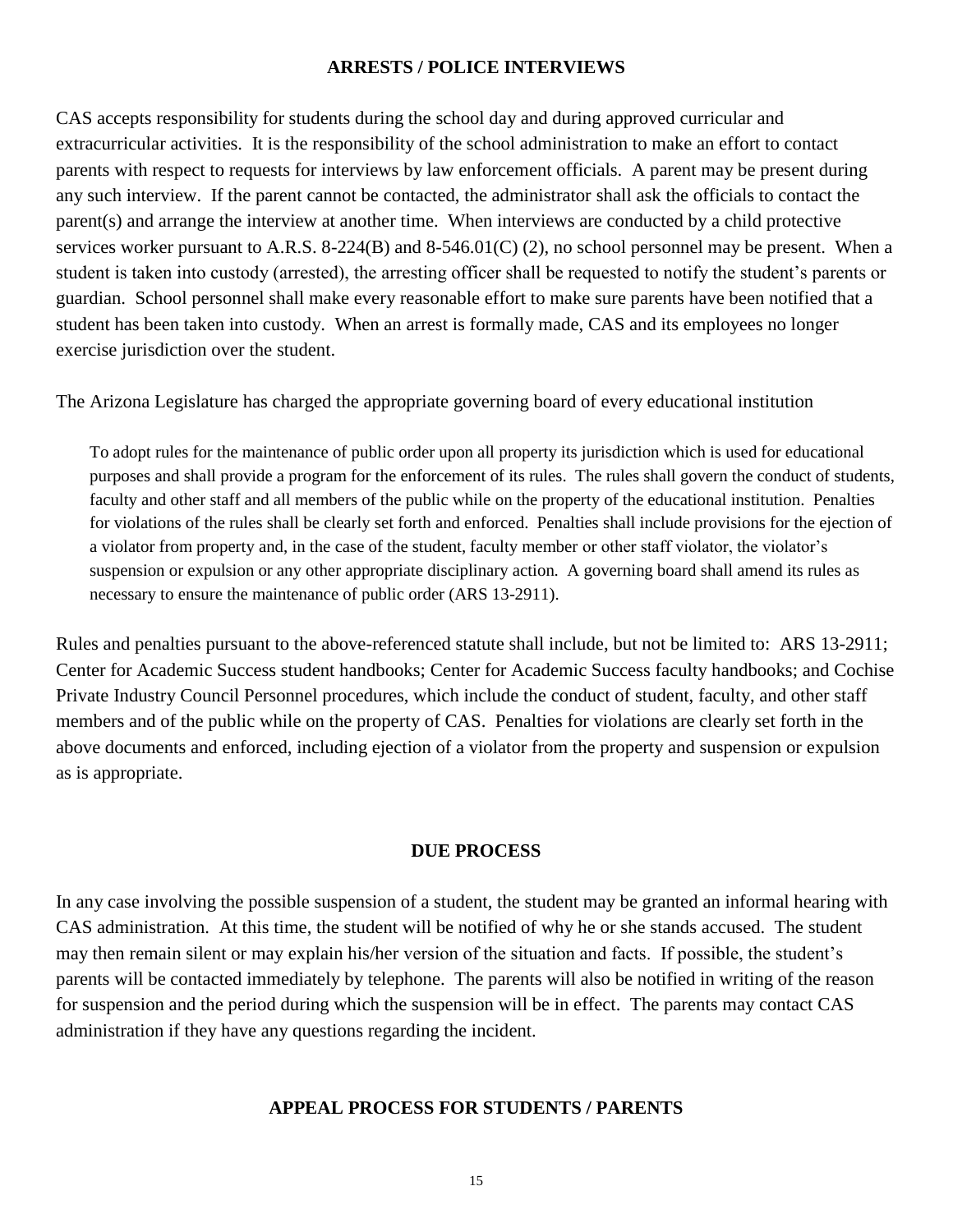## ARRESTS / POLICE INTERVIEWS

CAS accepts responsibility for students during the school day and during approved curricular and extracurricular activities. It is the responsibility of the school administration to make an effort to contact parents with respect to requests for interviews by law enforcement officials. A parent may be present during any such interview. If the parent cannot be contacted, the administrator shall ask the officials to contact the parent(s) and arrange the interview at another time. When interviews are conducted by a child protective services worker pursuant to A.R.S. 8-224(B) and 8-546.01(C) (2), no school personnel may be present. When a student is taken into custody (arrested), the arresting officer shall be requested to notify the student's parents or guardian. School personnel shall make every reasonable effort to make sure parents have been notified that a student has been taken into custody. When an arrest is formally made, CAS and its employees no longer exercise jurisdiction over the student.

The Arizona Legislature has charged the appropriate governing board of every educational institution

> To adopt rules for the maintenance of public order upon all property its jurisdiction which is used for educational purposes and shall provide a program for the enforcement of its rules. The rules shall govern the conduct of students, faculty and other staff and all members of the public while on the property of the educational institution. Penalties for violations of the rules shall be clearly set forth and enforced. Penalties shall include provisions for the ejection of a violator from property and, in the case of the student, faculty member or other staff violator, the violator's suspension or expulsion or any other appropriate disciplinary action. A governing board shall amend its rules as necessary to ensure the maintenance of public order (ARS 13-2911).

Rules and penalties pursuant to the above-referenced statute shall include, but not be limited to: ARS 13-2911; Center for Academic Success student handbooks; Center for Academic Success faculty handbooks; and Cochise Private Industry Council Personnel procedures, which include the conduct of student, faculty, and other staff members and of the public while on the property of CAS. Penalties for violations are clearly set forth in the above documents and enforced, including ejection of a violator from the property and suspension or expulsion as is appropriate.

## DUE PROCESS

In any case involving the possible suspension of a student, the student may be granted an informal hearing with CAS administration. At this time, the student will be notified of why he or she stands accused. The student may then remain silent or may explain his/her version of the situation and facts. If possible, the student's parents will be contacted immediately by telephone. The parents will also be notified in writing of the reason for suspension and the period during which the suspension will be in effect. The parents may contact CAS administration if they have any questions regarding the incident.

## APPEAL PROCESS FOR STUDENTS / PARENTS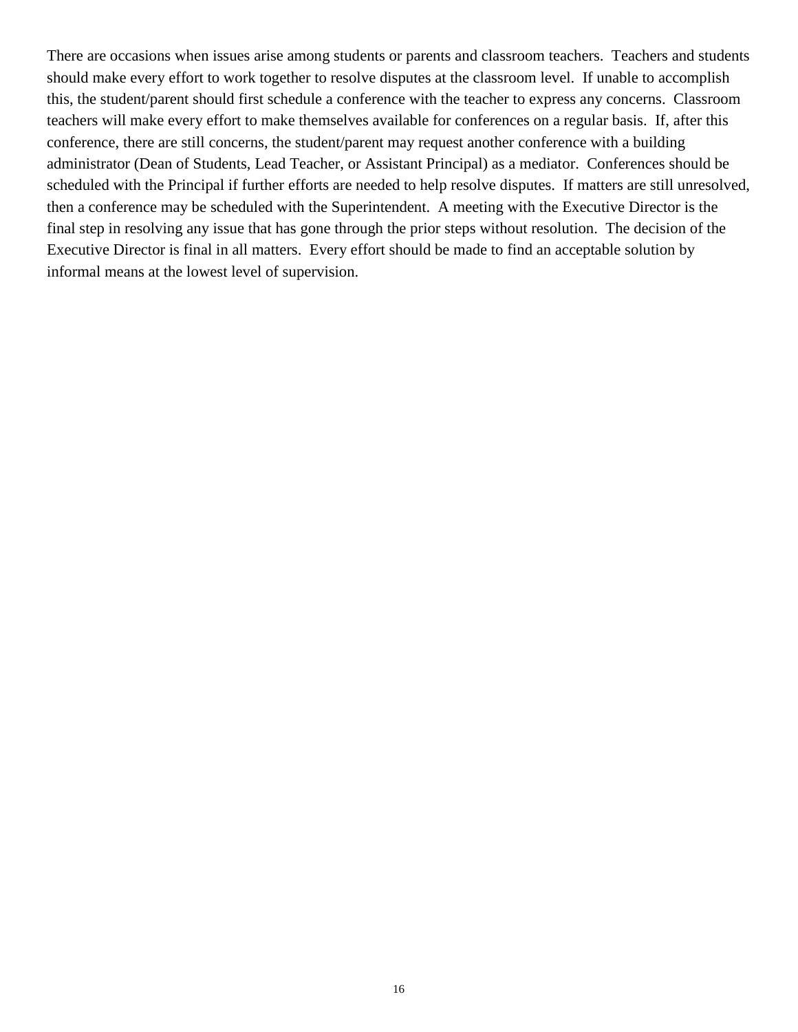There are occasions when issues arise among students or parents and classroom teachers. Teachers and students should make every effort to work together to resolve disputes at the classroom level. If unable to accomplish this, the student/parent should first schedule a conference with the teacher to express any concerns. Classroom teachers will make every effort to make themselves available for conferences on a regular basis. If, after this conference, there are still concerns, the student/parent may request another conference with a building administrator (Dean of Students, Lead Teacher, or Assistant Principal) as a mediator. Conferences should be scheduled with the Principal if further efforts are needed to help resolve disputes. If matters are still unresolved, then a conference may be scheduled with the Superintendent. A meeting with the Executive Director is the final step in resolving any issue that has gone through the prior steps without resolution. The decision of the Executive Director is final in all matters. Every effort should be made to find an acceptable solution by informal means at the lowest level of supervision.